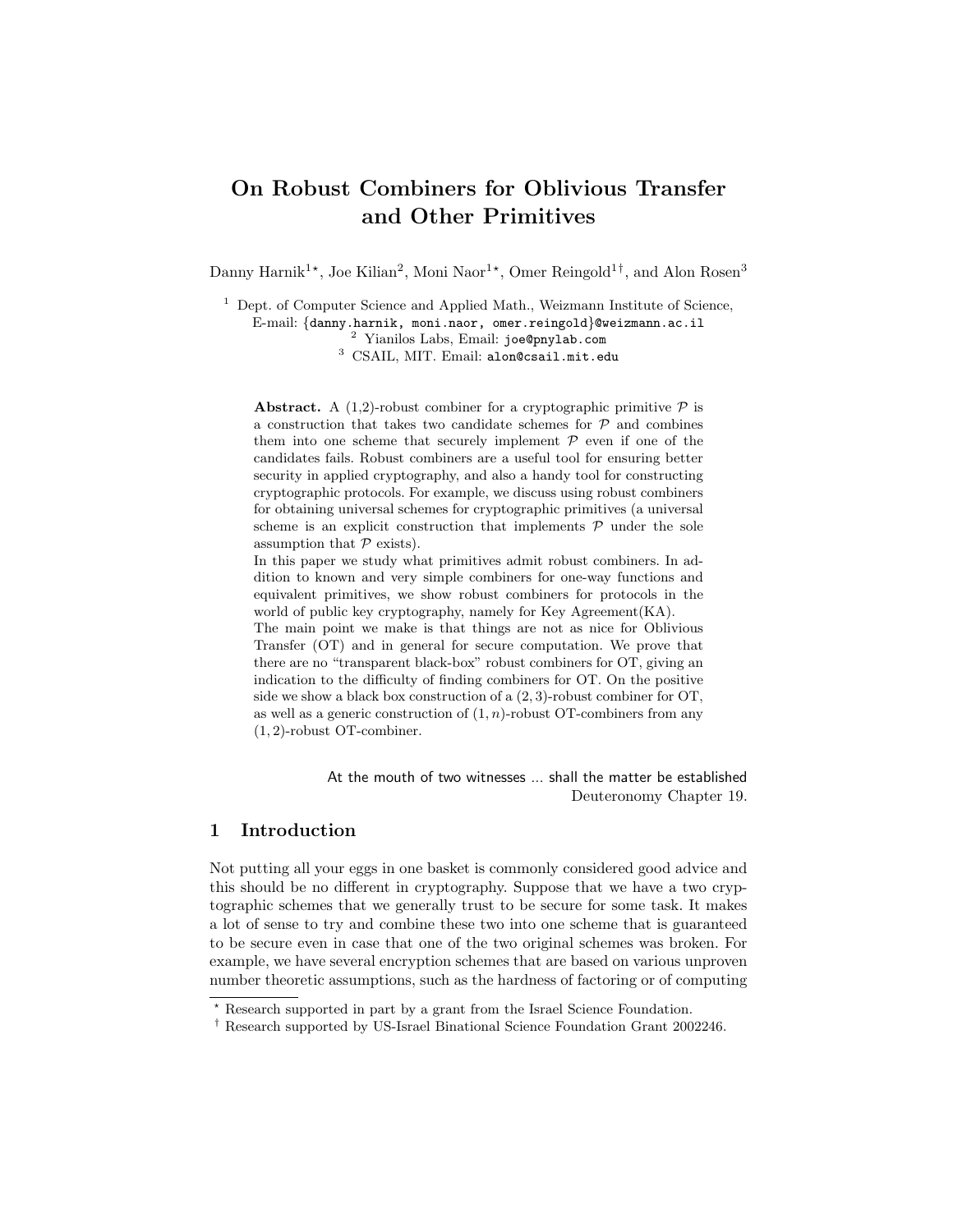# On Robust Combiners for Oblivious Transfer and Other Primitives

Danny Harnik[1⋆], Joe Kilian[2], Moni Naor[1⋆], Omer Reingold[1†], and Alon Rosen[3]

[1] Dept. of Computer Science and Applied Math., Weizmann Institute of Science,
E-mail: {danny.harnik, moni.naor, omer.reingold}@weizmann.ac.il
[2] Yianilos Labs, Email: joe@pnylab.com
[3] CSAIL, MIT. Email: alon@csail.mit.edu

**Abstract.** A (1,2)-robust combiner for a cryptographic primitive $\mathcal{P}$ is a construction that takes two candidate schemes for $\mathcal{P}$ and combines them into one scheme that securely implement $\mathcal{P}$ even if one of the candidates fails. Robust combiners are a useful tool for ensuring better security in applied cryptography, and also a handy tool for constructing cryptographic protocols. For example, we discuss using robust combiners for obtaining universal schemes for cryptographic primitives (a universal scheme is an explicit construction that implements $\mathcal{P}$ under the sole assumption that $\mathcal{P}$ exists).
In this paper we study what primitives admit robust combiners. In addition to known and very simple combiners for one-way functions and equivalent primitives, we show robust combiners for protocols in the world of public key cryptography, namely for Key Agreement(KA).
The main point we make is that things are not as nice for Oblivious Transfer (OT) and in general for secure computation. We prove that there are no "transparent black-box" robust combiners for OT, giving an indication to the difficulty of finding combiners for OT. On the positive side we show a black box construction of a $(2,3)$-robust combiner for OT, as well as a generic construction of $(1,n)$-robust OT-combiners from any $(1,2)$-robust OT-combiner.

At the mouth of two witnesses ... shall the matter be established
Deuteronomy Chapter 19.

## 1 Introduction

Not putting all your eggs in one basket is commonly considered good advice and this should be no different in cryptography. Suppose that we have a two cryptographic schemes that we generally trust to be secure for some task. It makes a lot of sense to try and combine these two into one scheme that is guaranteed to be secure even in case that one of the two original schemes was broken. For example, we have several encryption schemes that are based on various unproven number theoretic assumptions, such as the hardness of factoring or of computing

⋆ Research supported in part by a grant from the Israel Science Foundation.
† Research supported by US-Israel Binational Science Foundation Grant 2002246.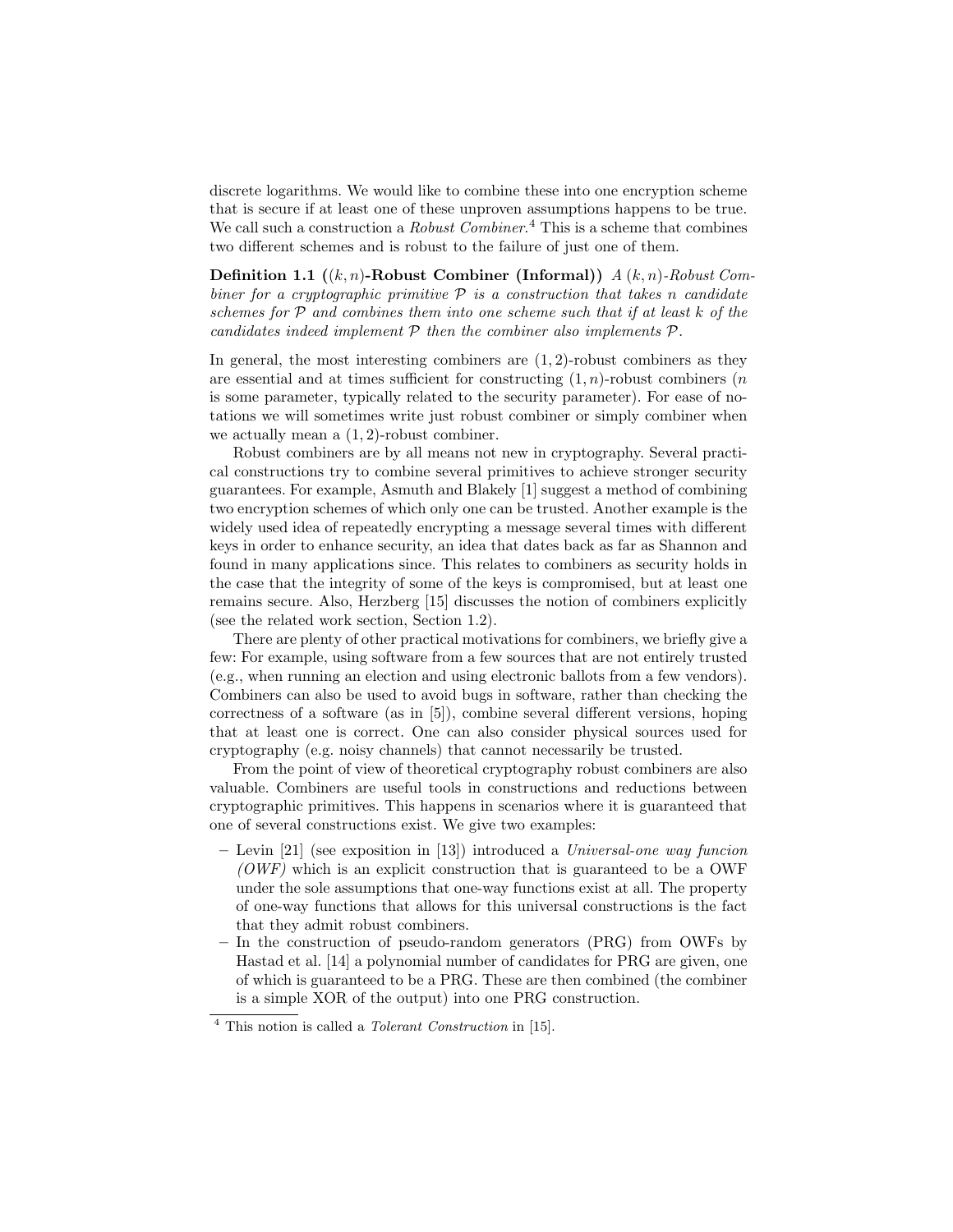discrete logarithms. We would like to combine these into one encryption scheme that is secure if at least one of these unproven assumptions happens to be true. We call such a construction a *Robust Combiner*.[4] This is a scheme that combines two different schemes and is robust to the failure of just one of them.

**Definition 1.1 ($(k,n)$-Robust Combiner (Informal))** *A $(k,n)$-Robust Combiner for a cryptographic primitive $\mathcal{P}$ is a construction that takes $n$ candidate schemes for $\mathcal{P}$ and combines them into one scheme such that if at least $k$ of the candidates indeed implement $\mathcal{P}$ then the combiner also implements $\mathcal{P}$.*

In general, the most interesting combiners are $(1,2)$-robust combiners as they are essential and at times sufficient for constructing $(1,n)$-robust combiners ($n$ is some parameter, typically related to the security parameter). For ease of notations we will sometimes write just robust combiner or simply combiner when we actually mean a $(1,2)$-robust combiner.

Robust combiners are by all means not new in cryptography. Several practical constructions try to combine several primitives to achieve stronger security guarantees. For example, Asmuth and Blakely [1] suggest a method of combining two encryption schemes of which only one can be trusted. Another example is the widely used idea of repeatedly encrypting a message several times with different keys in order to enhance security, an idea that dates back as far as Shannon and found in many applications since. This relates to combiners as security holds in the case that the integrity of some of the keys is compromised, but at least one remains secure. Also, Herzberg [15] discusses the notion of combiners explicitly (see the related work section, Section 1.2).

There are plenty of other practical motivations for combiners, we briefly give a few: For example, using software from a few sources that are not entirely trusted (e.g., when running an election and using electronic ballots from a few vendors). Combiners can also be used to avoid bugs in software, rather than checking the correctness of a software (as in [5]), combine several different versions, hoping that at least one is correct. One can also consider physical sources used for cryptography (e.g. noisy channels) that cannot necessarily be trusted.

From the point of view of theoretical cryptography robust combiners are also valuable. Combiners are useful tools in constructions and reductions between cryptographic primitives. This happens in scenarios where it is guaranteed that one of several constructions exist. We give two examples:

- Levin [21] (see exposition in [13]) introduced a *Universal-one way funcion (OWF)* which is an explicit construction that is guaranteed to be a OWF under the sole assumptions that one-way functions exist at all. The property of one-way functions that allows for this universal constructions is the fact that they admit robust combiners.
- In the construction of pseudo-random generators (PRG) from OWFs by Hastad et al. [14] a polynomial number of candidates for PRG are given, one of which is guaranteed to be a PRG. These are then combined (the combiner is a simple XOR of the output) into one PRG construction.

[4] This notion is called a *Tolerant Construction* in [15].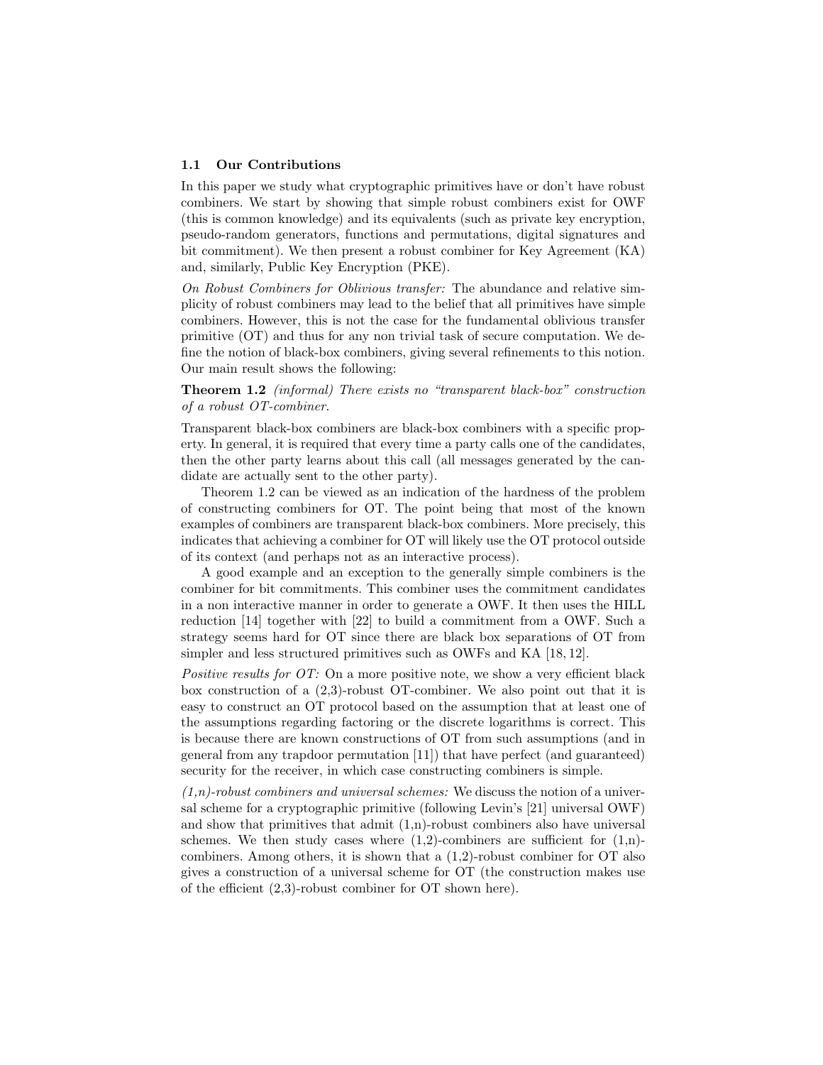### 1.1 Our Contributions

In this paper we study what cryptographic primitives have or don't have robust combiners. We start by showing that simple robust combiners exist for OWF (this is common knowledge) and its equivalents (such as private key encryption, pseudo-random generators, functions and permutations, digital signatures and bit commitment). We then present a robust combiner for Key Agreement (KA) and, similarly, Public Key Encryption (PKE).

*On Robust Combiners for Oblivious transfer:* The abundance and relative simplicity of robust combiners may lead to the belief that all primitives have simple combiners. However, this is not the case for the fundamental oblivious transfer primitive (OT) and thus for any non trivial task of secure computation. We define the notion of black-box combiners, giving several refinements to this notion. Our main result shows the following:

**Theorem 1.2** *(informal) There exists no "transparent black-box" construction of a robust OT-combiner.*

Transparent black-box combiners are black-box combiners with a specific property. In general, it is required that every time a party calls one of the candidates, then the other party learns about this call (all messages generated by the candidate are actually sent to the other party).

Theorem 1.2 can be viewed as an indication of the hardness of the problem of constructing combiners for OT. The point being that most of the known examples of combiners are transparent black-box combiners. More precisely, this indicates that achieving a combiner for OT will likely use the OT protocol outside of its context (and perhaps not as an interactive process).

A good example and an exception to the generally simple combiners is the combiner for bit commitments. This combiner uses the commitment candidates in a non interactive manner in order to generate a OWF. It then uses the HILL reduction [14] together with [22] to build a commitment from a OWF. Such a strategy seems hard for OT since there are black box separations of OT from simpler and less structured primitives such as OWFs and KA [18, 12].

*Positive results for OT:* On a more positive note, we show a very efficient black box construction of a (2,3)-robust OT-combiner. We also point out that it is easy to construct an OT protocol based on the assumption that at least one of the assumptions regarding factoring or the discrete logarithms is correct. This is because there are known constructions of OT from such assumptions (and in general from any trapdoor permutation [11]) that have perfect (and guaranteed) security for the receiver, in which case constructing combiners is simple.

*(1,n)-robust combiners and universal schemes:* We discuss the notion of a universal scheme for a cryptographic primitive (following Levin's [21] universal OWF) and show that primitives that admit (1,n)-robust combiners also have universal schemes. We then study cases where (1,2)-combiners are sufficient for (1,n)-combiners. Among others, it is shown that a (1,2)-robust combiner for OT also gives a construction of a universal scheme for OT (the construction makes use of the efficient (2,3)-robust combiner for OT shown here).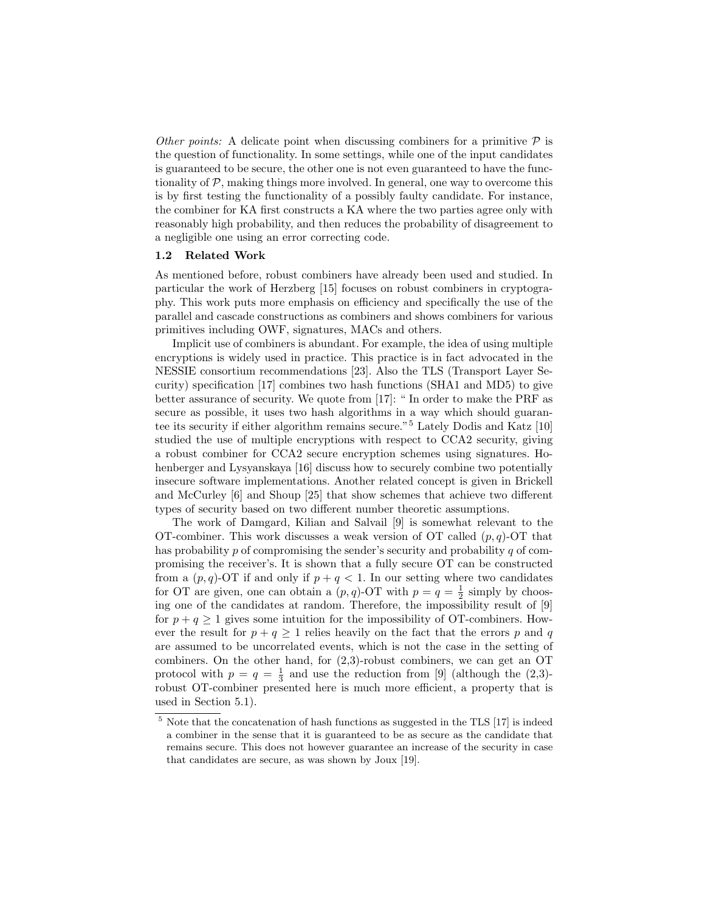*Other points:* A delicate point when discussing combiners for a primitive $\mathcal{P}$ is the question of functionality. In some settings, while one of the input candidates is guaranteed to be secure, the other one is not even guaranteed to have the functionality of $\mathcal{P}$, making things more involved. In general, one way to overcome this is by first testing the functionality of a possibly faulty candidate. For instance, the combiner for KA first constructs a KA where the two parties agree only with reasonably high probability, and then reduces the probability of disagreement to a negligible one using an error correcting code.

### 1.2 Related Work

As mentioned before, robust combiners have already been used and studied. In particular the work of Herzberg [15] focuses on robust combiners in cryptography. This work puts more emphasis on efficiency and specifically the use of the parallel and cascade constructions as combiners and shows combiners for various primitives including OWF, signatures, MACs and others.

Implicit use of combiners is abundant. For example, the idea of using multiple encryptions is widely used in practice. This practice is in fact advocated in the NESSIE consortium recommendations [23]. Also the TLS (Transport Layer Security) specification [17] combines two hash functions (SHA1 and MD5) to give better assurance of security. We quote from [17]: " In order to make the PRF as secure as possible, it uses two hash algorithms in a way which should guarantee its security if either algorithm remains secure."[5] Lately Dodis and Katz [10] studied the use of multiple encryptions with respect to CCA2 security, giving a robust combiner for CCA2 secure encryption schemes using signatures. Hohenberger and Lysyanskaya [16] discuss how to securely combine two potentially insecure software implementations. Another related concept is given in Brickell and McCurley [6] and Shoup [25] that show schemes that achieve two different types of security based on two different number theoretic assumptions.

The work of Damgard, Kilian and Salvail [9] is somewhat relevant to the OT-combiner. This work discusses a weak version of OT called $(p, q)$-OT that has probability $p$ of compromising the sender's security and probability $q$ of compromising the receiver's. It is shown that a fully secure OT can be constructed from a $(p, q)$-OT if and only if $p + q < 1$. In our setting where two candidates for OT are given, one can obtain a $(p, q)$-OT with $p = q = \frac{1}{2}$ simply by choosing one of the candidates at random. Therefore, the impossibility result of [9] for $p + q \geq 1$ gives some intuition for the impossibility of OT-combiners. However the result for $p + q \geq 1$ relies heavily on the fact that the errors $p$ and $q$ are assumed to be uncorrelated events, which is not the case in the setting of combiners. On the other hand, for (2,3)-robust combiners, we can get an OT protocol with $p = q = \frac{1}{3}$ and use the reduction from [9] (although the (2,3)-robust OT-combiner presented here is much more efficient, a property that is used in Section 5.1).

[5] Note that the concatenation of hash functions as suggested in the TLS [17] is indeed a combiner in the sense that it is guaranteed to be as secure as the candidate that remains secure. This does not however guarantee an increase of the security in case that candidates are secure, as was shown by Joux [19].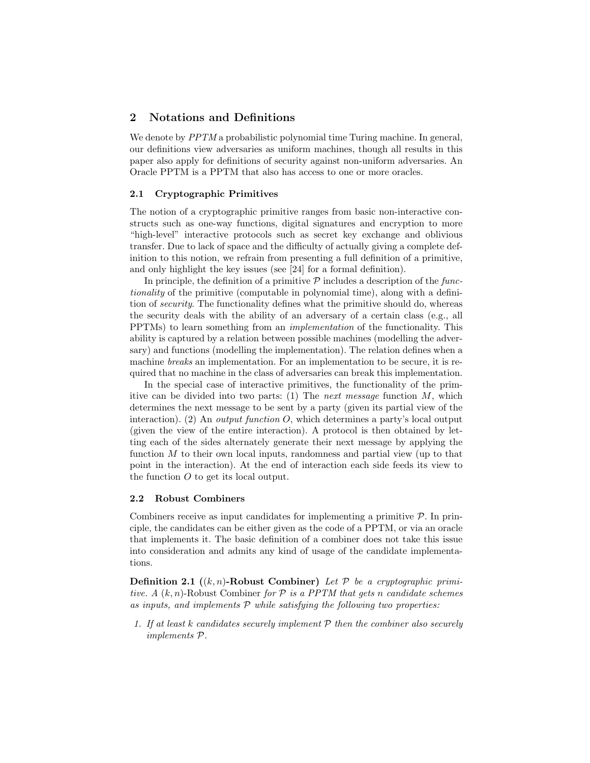## 2 Notations and Definitions

We denote by *PPTM* a probabilistic polynomial time Turing machine. In general, our definitions view adversaries as uniform machines, though all results in this paper also apply for definitions of security against non-uniform adversaries. An Oracle PPTM is a PPTM that also has access to one or more oracles.

### 2.1 Cryptographic Primitives

The notion of a cryptographic primitive ranges from basic non-interactive constructs such as one-way functions, digital signatures and encryption to more "high-level" interactive protocols such as secret key exchange and oblivious transfer. Due to lack of space and the difficulty of actually giving a complete definition to this notion, we refrain from presenting a full definition of a primitive, and only highlight the key issues (see [24] for a formal definition).

In principle, the definition of a primitive $\mathcal{P}$ includes a description of the *functionality* of the primitive (computable in polynomial time), along with a definition of *security*. The functionality defines what the primitive should do, whereas the security deals with the ability of an adversary of a certain class (e.g., all PPTMs) to learn something from an *implementation* of the functionality. This ability is captured by a relation between possible machines (modelling the adversary) and functions (modelling the implementation). The relation defines when a machine *breaks* an implementation. For an implementation to be secure, it is required that no machine in the class of adversaries can break this implementation.

In the special case of interactive primitives, the functionality of the primitive can be divided into two parts: (1) The *next message* function $M$, which determines the next message to be sent by a party (given its partial view of the interaction). (2) An *output function* $O$, which determines a party's local output (given the view of the entire interaction). A protocol is then obtained by letting each of the sides alternately generate their next message by applying the function $M$ to their own local inputs, randomness and partial view (up to that point in the interaction). At the end of interaction each side feeds its view to the function $O$ to get its local output.

### 2.2 Robust Combiners

Combiners receive as input candidates for implementing a primitive $\mathcal{P}$. In principle, the candidates can be either given as the code of a PPTM, or via an oracle that implements it. The basic definition of a combiner does not take this issue into consideration and admits any kind of usage of the candidate implementations.

**Definition 2.1 ($(k, n)$-Robust Combiner)** *Let $\mathcal{P}$ be a cryptographic primitive. A $(k, n)$-*Robust Combiner *for $\mathcal{P}$ is a PPTM that gets $n$ candidate schemes as inputs, and implements $\mathcal{P}$ while satisfying the following two properties:*

1. *If at least $k$ candidates securely implement $\mathcal{P}$ then the combiner also securely implements $\mathcal{P}$.*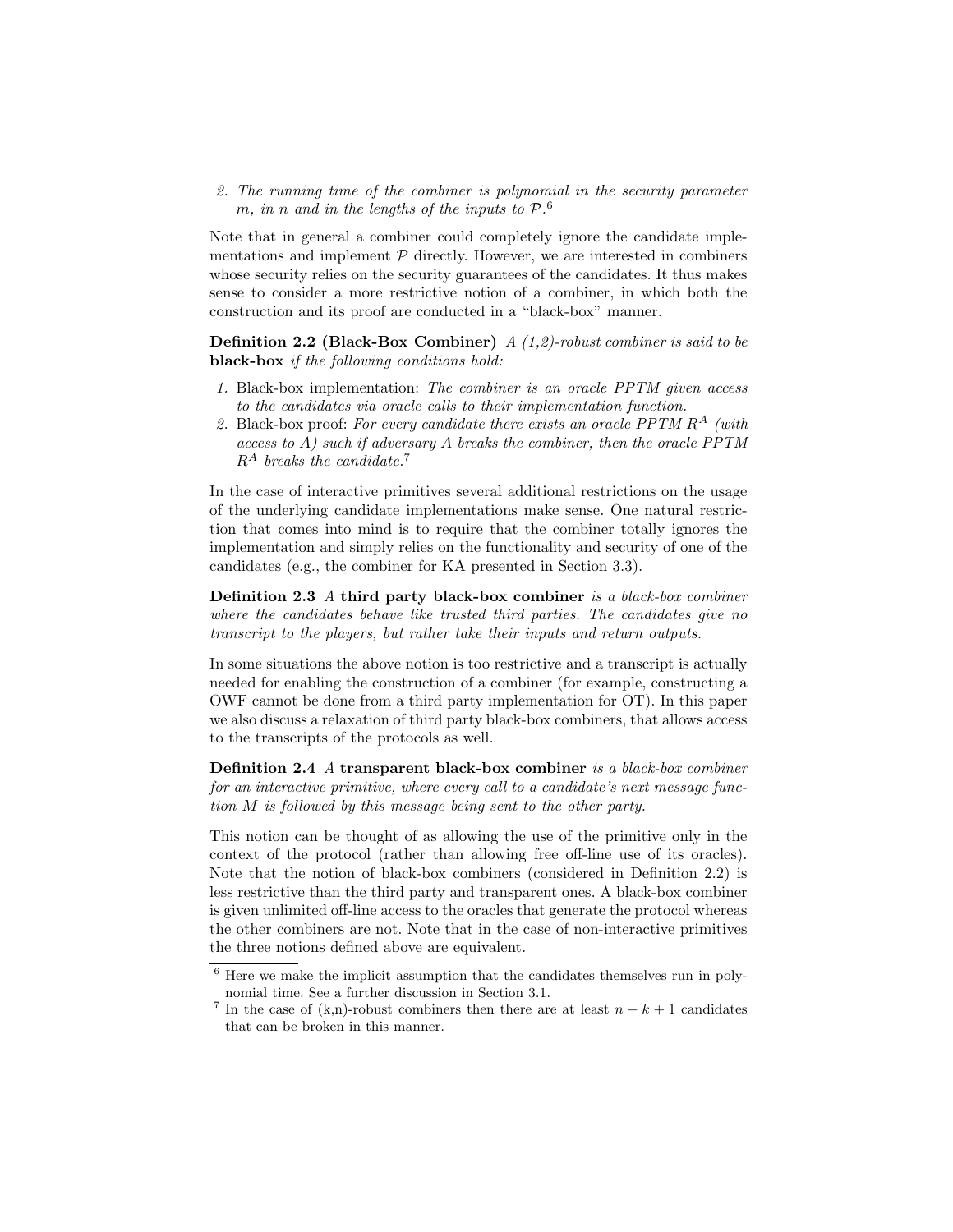2. *The running time of the combiner is polynomial in the security parameter $m$, in $n$ and in the lengths of the inputs to $\mathcal{P}$.*[6]

Note that in general a combiner could completely ignore the candidate implementations and implement $\mathcal{P}$ directly. However, we are interested in combiners whose security relies on the security guarantees of the candidates. It thus makes sense to consider a more restrictive notion of a combiner, in which both the construction and its proof are conducted in a "black-box" manner.

**Definition 2.2 (Black-Box Combiner)** *A (1,2)-robust combiner is said to be* **black-box** *if the following conditions hold:*

1. Black-box implementation: *The combiner is an oracle PPTM given access to the candidates via oracle calls to their implementation function.*
2. Black-box proof: *For every candidate there exists an oracle PPTM $R^A$ (with access to $A$) such if adversary $A$ breaks the combiner, then the oracle PPTM $R^A$ breaks the candidate.*[7]

In the case of interactive primitives several additional restrictions on the usage of the underlying candidate implementations make sense. One natural restriction that comes into mind is to require that the combiner totally ignores the implementation and simply relies on the functionality and security of one of the candidates (e.g., the combiner for KA presented in Section 3.3).

**Definition 2.3** *A* **third party black-box combiner** *is a black-box combiner where the candidates behave like trusted third parties. The candidates give no transcript to the players, but rather take their inputs and return outputs.*

In some situations the above notion is too restrictive and a transcript is actually needed for enabling the construction of a combiner (for example, constructing a OWF cannot be done from a third party implementation for OT). In this paper we also discuss a relaxation of third party black-box combiners, that allows access to the transcripts of the protocols as well.

**Definition 2.4** *A* **transparent black-box combiner** *is a black-box combiner for an interactive primitive, where every call to a candidate's next message function $M$ is followed by this message being sent to the other party.*

This notion can be thought of as allowing the use of the primitive only in the context of the protocol (rather than allowing free off-line use of its oracles). Note that the notion of black-box combiners (considered in Definition 2.2) is less restrictive than the third party and transparent ones. A black-box combiner is given unlimited off-line access to the oracles that generate the protocol whereas the other combiners are not. Note that in the case of non-interactive primitives the three notions defined above are equivalent.

---

[6] Here we make the implicit assumption that the candidates themselves run in polynomial time. See a further discussion in Section 3.1.

[7] In the case of (k,n)-robust combiners then there are at least $n-k+1$ candidates that can be broken in this manner.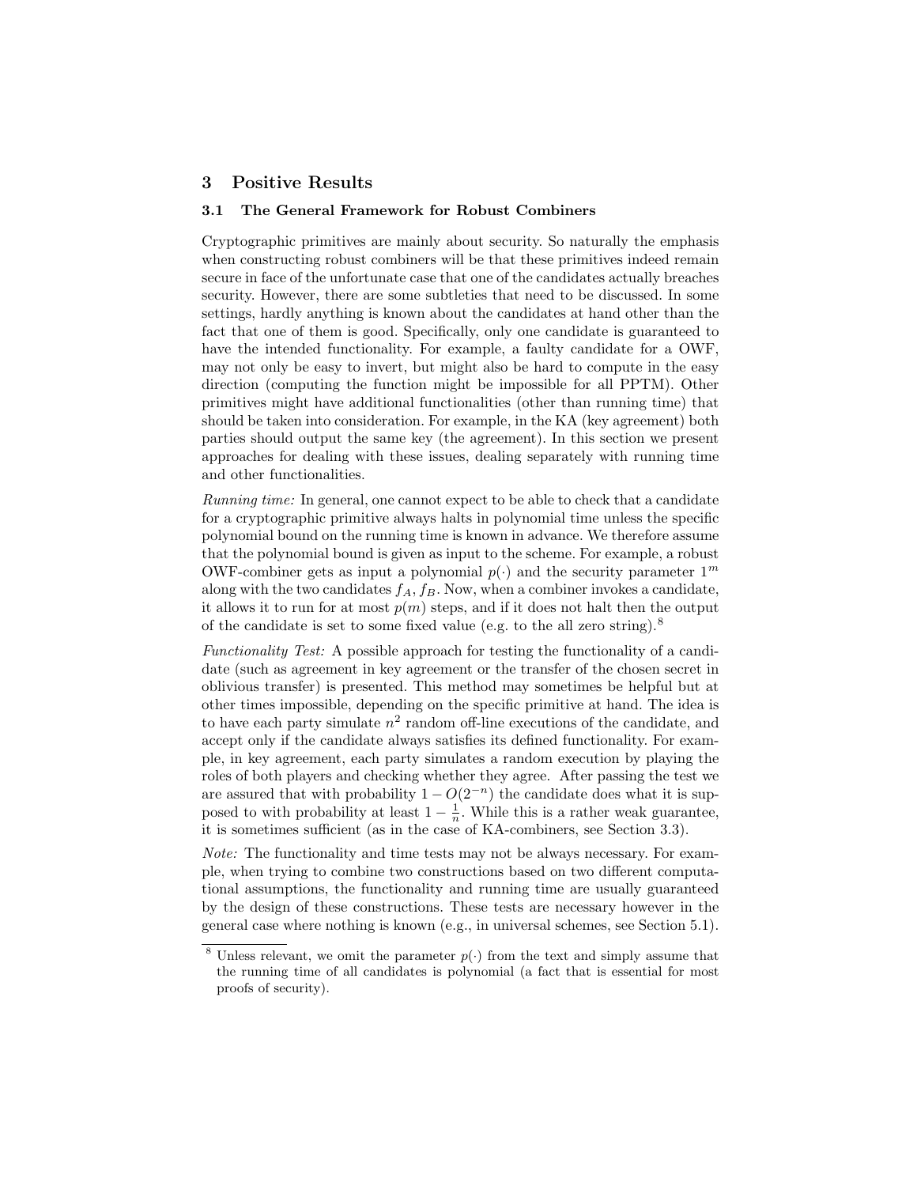## 3 Positive Results

### 3.1 The General Framework for Robust Combiners

Cryptographic primitives are mainly about security. So naturally the emphasis when constructing robust combiners will be that these primitives indeed remain secure in face of the unfortunate case that one of the candidates actually breaches security. However, there are some subtleties that need to be discussed. In some settings, hardly anything is known about the candidates at hand other than the fact that one of them is good. Specifically, only one candidate is guaranteed to have the intended functionality. For example, a faulty candidate for a OWF, may not only be easy to invert, but might also be hard to compute in the easy direction (computing the function might be impossible for all PPTM). Other primitives might have additional functionalities (other than running time) that should be taken into consideration. For example, in the KA (key agreement) both parties should output the same key (the agreement). In this section we present approaches for dealing with these issues, dealing separately with running time and other functionalities.

*Running time:* In general, one cannot expect to be able to check that a candidate for a cryptographic primitive always halts in polynomial time unless the specific polynomial bound on the running time is known in advance. We therefore assume that the polynomial bound is given as input to the scheme. For example, a robust OWF-combiner gets as input a polynomial $p(\cdot)$ and the security parameter $1^m$ along with the two candidates $f_A, f_B$. Now, when a combiner invokes a candidate, it allows it to run for at most $p(m)$ steps, and if it does not halt then the output of the candidate is set to some fixed value (e.g. to the all zero string).[8]

*Functionality Test:* A possible approach for testing the functionality of a candidate (such as agreement in key agreement or the transfer of the chosen secret in oblivious transfer) is presented. This method may sometimes be helpful but at other times impossible, depending on the specific primitive at hand. The idea is to have each party simulate $n^2$ random off-line executions of the candidate, and accept only if the candidate always satisfies its defined functionality. For example, in key agreement, each party simulates a random execution by playing the roles of both players and checking whether they agree. After passing the test we are assured that with probability $1 - O(2^{-n})$ the candidate does what it is supposed to with probability at least $1 - \frac{1}{n}$. While this is a rather weak guarantee, it is sometimes sufficient (as in the case of KA-combiners, see Section 3.3).

*Note:* The functionality and time tests may not be always necessary. For example, when trying to combine two constructions based on two different computational assumptions, the functionality and running time are usually guaranteed by the design of these constructions. These tests are necessary however in the general case where nothing is known (e.g., in universal schemes, see Section 5.1).

[8] Unless relevant, we omit the parameter $p(\cdot)$ from the text and simply assume that the running time of all candidates is polynomial (a fact that is essential for most proofs of security).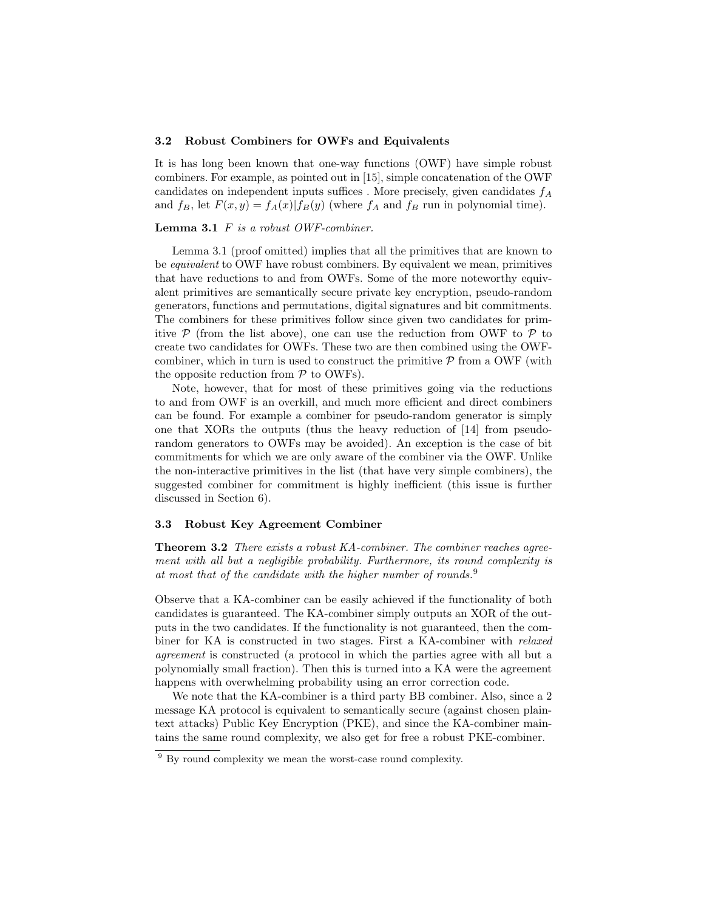### 3.2 Robust Combiners for OWFs and Equivalents

It is has long been known that one-way functions (OWF) have simple robust combiners. For example, as pointed out in [15], simple concatenation of the OWF candidates on independent inputs suffices . More precisely, given candidates $f_A$ and $f_B$, let $F(x, y) = f_A(x)|f_B(y)$ (where $f_A$ and $f_B$ run in polynomial time).

**Lemma 3.1** *$F$ is a robust OWF-combiner.*

Lemma 3.1 (proof omitted) implies that all the primitives that are known to be *equivalent* to OWF have robust combiners. By equivalent we mean, primitives that have reductions to and from OWFs. Some of the more noteworthy equivalent primitives are semantically secure private key encryption, pseudo-random generators, functions and permutations, digital signatures and bit commitments. The combiners for these primitives follow since given two candidates for primitive $\mathcal{P}$ (from the list above), one can use the reduction from OWF to $\mathcal{P}$ to create two candidates for OWFs. These two are then combined using the OWF-combiner, which in turn is used to construct the primitive $\mathcal{P}$ from a OWF (with the opposite reduction from $\mathcal{P}$ to OWFs).

Note, however, that for most of these primitives going via the reductions to and from OWF is an overkill, and much more efficient and direct combiners can be found. For example a combiner for pseudo-random generator is simply one that XORs the outputs (thus the heavy reduction of [14] from pseudo-random generators to OWFs may be avoided). An exception is the case of bit commitments for which we are only aware of the combiner via the OWF. Unlike the non-interactive primitives in the list (that have very simple combiners), the suggested combiner for commitment is highly inefficient (this issue is further discussed in Section 6).

### 3.3 Robust Key Agreement Combiner

**Theorem 3.2** *There exists a robust KA-combiner. The combiner reaches agreement with all but a negligible probability. Furthermore, its round complexity is at most that of the candidate with the higher number of rounds.*[9]

Observe that a KA-combiner can be easily achieved if the functionality of both candidates is guaranteed. The KA-combiner simply outputs an XOR of the outputs in the two candidates. If the functionality is not guaranteed, then the combiner for KA is constructed in two stages. First a KA-combiner with *relaxed agreement* is constructed (a protocol in which the parties agree with all but a polynomially small fraction). Then this is turned into a KA were the agreement happens with overwhelming probability using an error correction code.

We note that the KA-combiner is a third party BB combiner. Also, since a 2 message KA protocol is equivalent to semantically secure (against chosen plaintext attacks) Public Key Encryption (PKE), and since the KA-combiner maintains the same round complexity, we also get for free a robust PKE-combiner.

[9] By round complexity we mean the worst-case round complexity.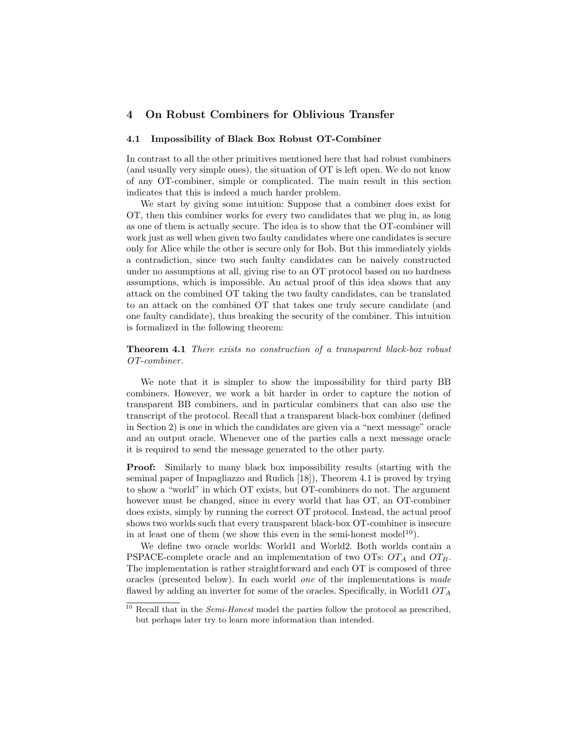## 4 On Robust Combiners for Oblivious Transfer

### 4.1 Impossibility of Black Box Robust OT-Combiner

In contrast to all the other primitives mentioned here that had robust combiners (and usually very simple ones), the situation of OT is left open. We do not know of any OT-combiner, simple or complicated. The main result in this section indicates that this is indeed a much harder problem.

We start by giving some intuition: Suppose that a combiner does exist for OT, then this combiner works for every two candidates that we plug in, as long as one of them is actually secure. The idea is to show that the OT-combiner will work just as well when given two faulty candidates where one candidates is secure only for Alice while the other is secure only for Bob. But this immediately yields a contradiction, since two such faulty candidates can be naively constructed under no assumptions at all, giving rise to an OT protocol based on no hardness assumptions, which is impossible. An actual proof of this idea shows that any attack on the combined OT taking the two faulty candidates, can be translated to an attack on the combined OT that takes one truly secure candidate (and one faulty candidate), thus breaking the security of the combiner. This intuition is formalized in the following theorem:

**Theorem 4.1** *There exists no construction of a transparent black-box robust OT-combiner.*

We note that it is simpler to show the impossibility for third party BB combiners. However, we work a bit harder in order to capture the notion of transparent BB combiners, and in particular combiners that can also use the transcript of the protocol. Recall that a transparent black-box combiner (defined in Section 2) is one in which the candidates are given via a "next message" oracle and an output oracle. Whenever one of the parties calls a next message oracle it is required to send the message generated to the other party.

**Proof:** Similarly to many black box impossibility results (starting with the seminal paper of Impagliazzo and Rudich [18]), Theorem 4.1 is proved by trying to show a "world" in which OT exists, but OT-combiners do not. The argument however must be changed, since in every world that has OT, an OT-combiner does exists, simply by running the correct OT protocol. Instead, the actual proof shows two worlds such that every transparent black-box OT-combiner is insecure in at least one of them (we show this even in the semi-honest model[10]).

We define two oracle worlds: World1 and World2. Both worlds contain a PSPACE-complete oracle and an implementation of two OTs: $OT_A$ and $OT_B$. The implementation is rather straightforward and each OT is composed of three oracles (presented below). In each world *one* of the implementations is *made* flawed by adding an inverter for some of the oracles. Specifically, in World1 $OT_A$

[10] Recall that in the *Semi-Honest* model the parties follow the protocol as prescribed, but perhaps later try to learn more information than intended.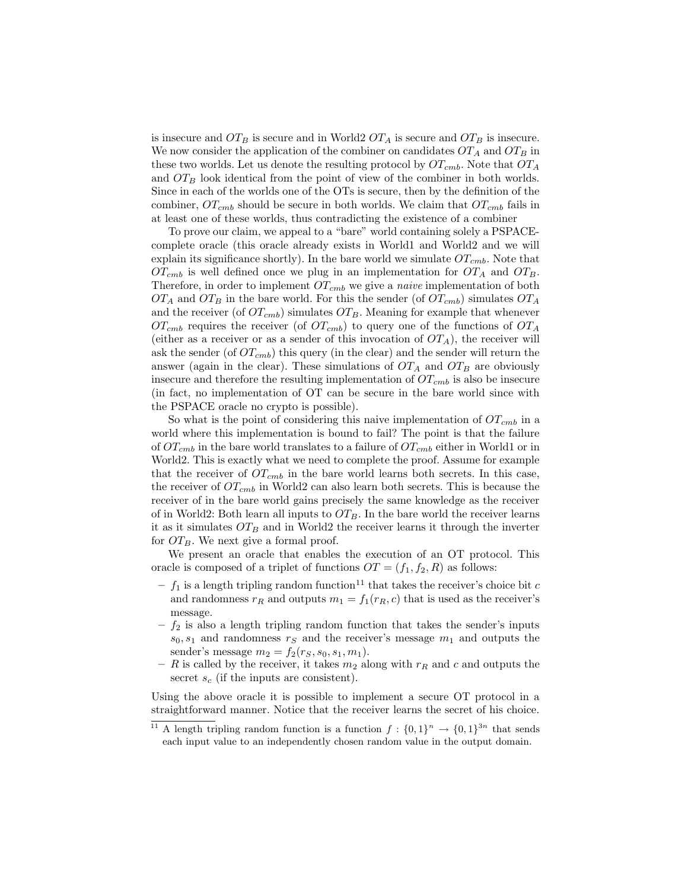is insecure and $OT_B$ is secure and in World2 $OT_A$ is secure and $OT_B$ is insecure. We now consider the application of the combiner on candidates $OT_A$ and $OT_B$ in these two worlds. Let us denote the resulting protocol by $OT_{cmb}$. Note that $OT_A$ and $OT_B$ look identical from the point of view of the combiner in both worlds. Since in each of the worlds one of the OTs is secure, then by the definition of the combiner, $OT_{cmb}$ should be secure in both worlds. We claim that $OT_{cmb}$ fails in at least one of these worlds, thus contradicting the existence of a combiner

To prove our claim, we appeal to a "bare" world containing solely a PSPACE-complete oracle (this oracle already exists in World1 and World2 and we will explain its significance shortly). In the bare world we simulate $OT_{cmb}$. Note that $OT_{cmb}$ is well defined once we plug in an implementation for $OT_A$ and $OT_B$. Therefore, in order to implement $OT_{cmb}$ we give a *naive* implementation of both $OT_A$ and $OT_B$ in the bare world. For this the sender (of $OT_{cmb}$) simulates $OT_A$ and the receiver (of $OT_{cmb}$) simulates $OT_B$. Meaning for example that whenever $OT_{cmb}$ requires the receiver (of $OT_{cmb}$) to query one of the functions of $OT_A$ (either as a receiver or as a sender of this invocation of $OT_A$), the receiver will ask the sender (of $OT_{cmb}$) this query (in the clear) and the sender will return the answer (again in the clear). These simulations of $OT_A$ and $OT_B$ are obviously insecure and therefore the resulting implementation of $OT_{cmb}$ is also be insecure (in fact, no implementation of OT can be secure in the bare world since with the PSPACE oracle no crypto is possible).

So what is the point of considering this naive implementation of $OT_{cmb}$ in a world where this implementation is bound to fail? The point is that the failure of $OT_{cmb}$ in the bare world translates to a failure of $OT_{cmb}$ either in World1 or in World2. This is exactly what we need to complete the proof. Assume for example that the receiver of $OT_{cmb}$ in the bare world learns both secrets. In this case, the receiver of $OT_{cmb}$ in World2 can also learn both secrets. This is because the receiver of in the bare world gains precisely the same knowledge as the receiver of in World2: Both learn all inputs to $OT_B$. In the bare world the receiver learns it as it simulates $OT_B$ and in World2 the receiver learns it through the inverter for $OT_B$. We next give a formal proof.

We present an oracle that enables the execution of an OT protocol. This oracle is composed of a triplet of functions $OT = (f_1, f_2, R)$ as follows:

- $f_1$ is a length tripling random function[11] that takes the receiver's choice bit $c$ and randomness $r_R$ and outputs $m_1 = f_1(r_R, c)$ that is used as the receiver's message.
- $f_2$ is also a length tripling random function that takes the sender's inputs $s_0, s_1$ and randomness $r_S$ and the receiver's message $m_1$ and outputs the sender's message $m_2 = f_2(r_S, s_0, s_1, m_1)$.
- $R$ is called by the receiver, it takes $m_2$ along with $r_R$ and $c$ and outputs the secret $s_c$ (if the inputs are consistent).

Using the above oracle it is possible to implement a secure OT protocol in a straightforward manner. Notice that the receiver learns the secret of his choice.

[11] A length tripling random function is a function $f : \{0,1\}^n \to \{0,1\}^{3n}$ that sends each input value to an independently chosen random value in the output domain.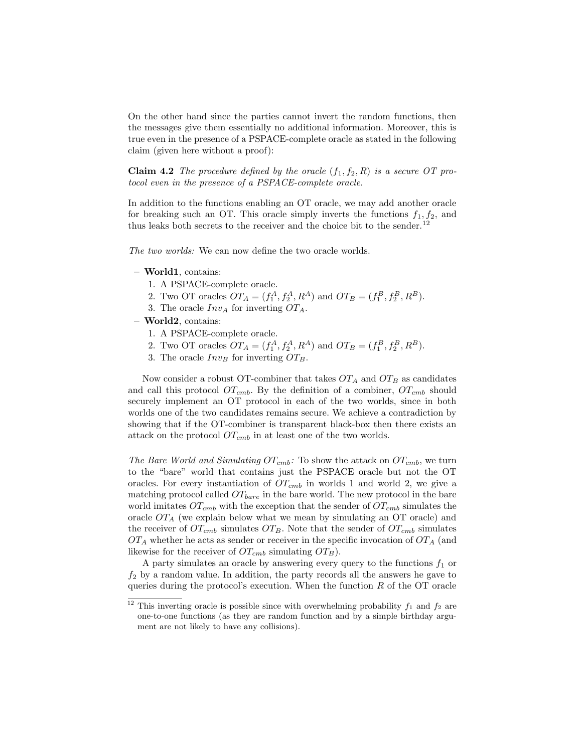On the other hand since the parties cannot invert the random functions, then the messages give them essentially no additional information. Moreover, this is true even in the presence of a PSPACE-complete oracle as stated in the following claim (given here without a proof):

**Claim 4.2** *The procedure defined by the oracle $(f_1, f_2, R)$ is a secure OT protocol even in the presence of a PSPACE-complete oracle.*

In addition to the functions enabling an OT oracle, we may add another oracle for breaking such an OT. This oracle simply inverts the functions $f_1, f_2$, and thus leaks both secrets to the receiver and the choice bit to the sender.[12]

*The two worlds:* We can now define the two oracle worlds.

- **World1**, contains:
  1. A PSPACE-complete oracle.
  2. Two OT oracles $OT_A = (f_1^A, f_2^A, R^A)$ and $OT_B = (f_1^B, f_2^B, R^B)$.
  3. The oracle $Inv_A$ for inverting $OT_A$.
- **World2**, contains:
  1. A PSPACE-complete oracle.
  2. Two OT oracles $OT_A = (f_1^A, f_2^A, R^A)$ and $OT_B = (f_1^B, f_2^B, R^B)$.
  3. The oracle $Inv_B$ for inverting $OT_B$.

Now consider a robust OT-combiner that takes $OT_A$ and $OT_B$ as candidates and call this protocol $OT_{cmb}$. By the definition of a combiner, $OT_{cmb}$ should securely implement an OT protocol in each of the two worlds, since in both worlds one of the two candidates remains secure. We achieve a contradiction by showing that if the OT-combiner is transparent black-box then there exists an attack on the protocol $OT_{cmb}$ in at least one of the two worlds.

*The Bare World and Simulating $OT_{cmb}$:* To show the attack on $OT_{cmb}$, we turn to the "bare" world that contains just the PSPACE oracle but not the OT oracles. For every instantiation of $OT_{cmb}$ in worlds 1 and world 2, we give a matching protocol called $OT_{bare}$ in the bare world. The new protocol in the bare world imitates $OT_{cmb}$ with the exception that the sender of $OT_{cmb}$ simulates the oracle $OT_A$ (we explain below what we mean by simulating an OT oracle) and the receiver of $OT_{cmb}$ simulates $OT_B$. Note that the sender of $OT_{cmb}$ simulates $OT_A$ whether he acts as sender or receiver in the specific invocation of $OT_A$ (and likewise for the receiver of $OT_{cmb}$ simulating $OT_B$).

A party simulates an oracle by answering every query to the functions $f_1$ or $f_2$ by a random value. In addition, the party records all the answers he gave to queries during the protocol's execution. When the function $R$ of the OT oracle

[12] This inverting oracle is possible since with overwhelming probability $f_1$ and $f_2$ are one-to-one functions (as they are random function and by a simple birthday argument are not likely to have any collisions).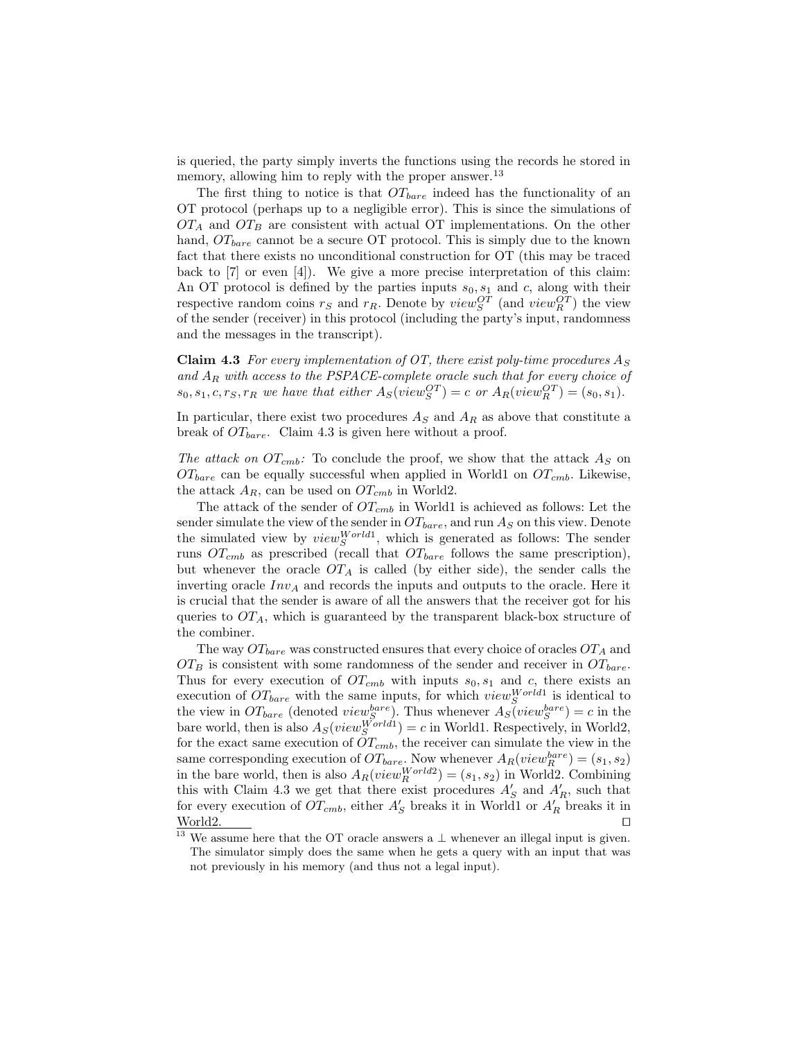is queried, the party simply inverts the functions using the records he stored in memory, allowing him to reply with the proper answer.[13]

The first thing to notice is that $OT_{bare}$ indeed has the functionality of an OT protocol (perhaps up to a negligible error). This is since the simulations of $OT_A$ and $OT_B$ are consistent with actual OT implementations. On the other hand, $OT_{bare}$ cannot be a secure OT protocol. This is simply due to the known fact that there exists no unconditional construction for OT (this may be traced back to [7] or even [4]). We give a more precise interpretation of this claim: An OT protocol is defined by the parties inputs $s_0, s_1$ and $c$, along with their respective random coins $r_S$ and $r_R$. Denote by $view_S^{OT}$ (and $view_R^{OT}$) the view of the sender (receiver) in this protocol (including the party's input, randomness and the messages in the transcript).

**Claim 4.3** *For every implementation of OT, there exist poly-time procedures $A_S$ and $A_R$ with access to the PSPACE-complete oracle such that for every choice of $s_0, s_1, c, r_S, r_R$ we have that either $A_S(view_S^{OT}) = c$ or $A_R(view_R^{OT}) = (s_0, s_1)$.*

In particular, there exist two procedures $A_S$ and $A_R$ as above that constitute a break of $OT_{bare}$. Claim 4.3 is given here without a proof.

*The attack on $OT_{cmb}$:* To conclude the proof, we show that the attack $A_S$ on $OT_{bare}$ can be equally successful when applied in World1 on $OT_{cmb}$. Likewise, the attack $A_R$, can be used on $OT_{cmb}$ in World2.

The attack of the sender of $OT_{cmb}$ in World1 is achieved as follows: Let the sender simulate the view of the sender in $OT_{bare}$, and run $A_S$ on this view. Denote the simulated view by $view_S^{World1}$, which is generated as follows: The sender runs $OT_{cmb}$ as prescribed (recall that $OT_{bare}$ follows the same prescription), but whenever the oracle $OT_A$ is called (by either side), the sender calls the inverting oracle $Inv_A$ and records the inputs and outputs to the oracle. Here it is crucial that the sender is aware of all the answers that the receiver got for his queries to $OT_A$, which is guaranteed by the transparent black-box structure of the combiner.

The way $OT_{bare}$ was constructed ensures that every choice of oracles $OT_A$ and $OT_B$ is consistent with some randomness of the sender and receiver in $OT_{bare}$. Thus for every execution of $OT_{cmb}$ with inputs $s_0, s_1$ and $c$, there exists an execution of $OT_{bare}$ with the same inputs, for which $view_S^{World1}$ is identical to the view in $OT_{bare}$ (denoted $view_S^{bare}$). Thus whenever $A_S(view_S^{bare}) = c$ in the bare world, then is also $A_S(view_S^{World1}) = c$ in World1. Respectively, in World2, for the exact same execution of $OT_{cmb}$, the receiver can simulate the view in the same corresponding execution of $OT_{bare}$. Now whenever $A_R(view_R^{bare}) = (s_1, s_2)$ in the bare world, then is also $A_R(view_R^{World2}) = (s_1, s_2)$ in World2. Combining this with Claim 4.3 we get that there exist procedures $A'_S$ and $A'_R$, such that for every execution of $OT_{cmb}$, either $A'_S$ breaks it in World1 or $A'_R$ breaks it in World2. $\square$

[13] We assume here that the OT oracle answers a $\perp$ whenever an illegal input is given. The simulator simply does the same when he gets a query with an input that was not previously in his memory (and thus not a legal input).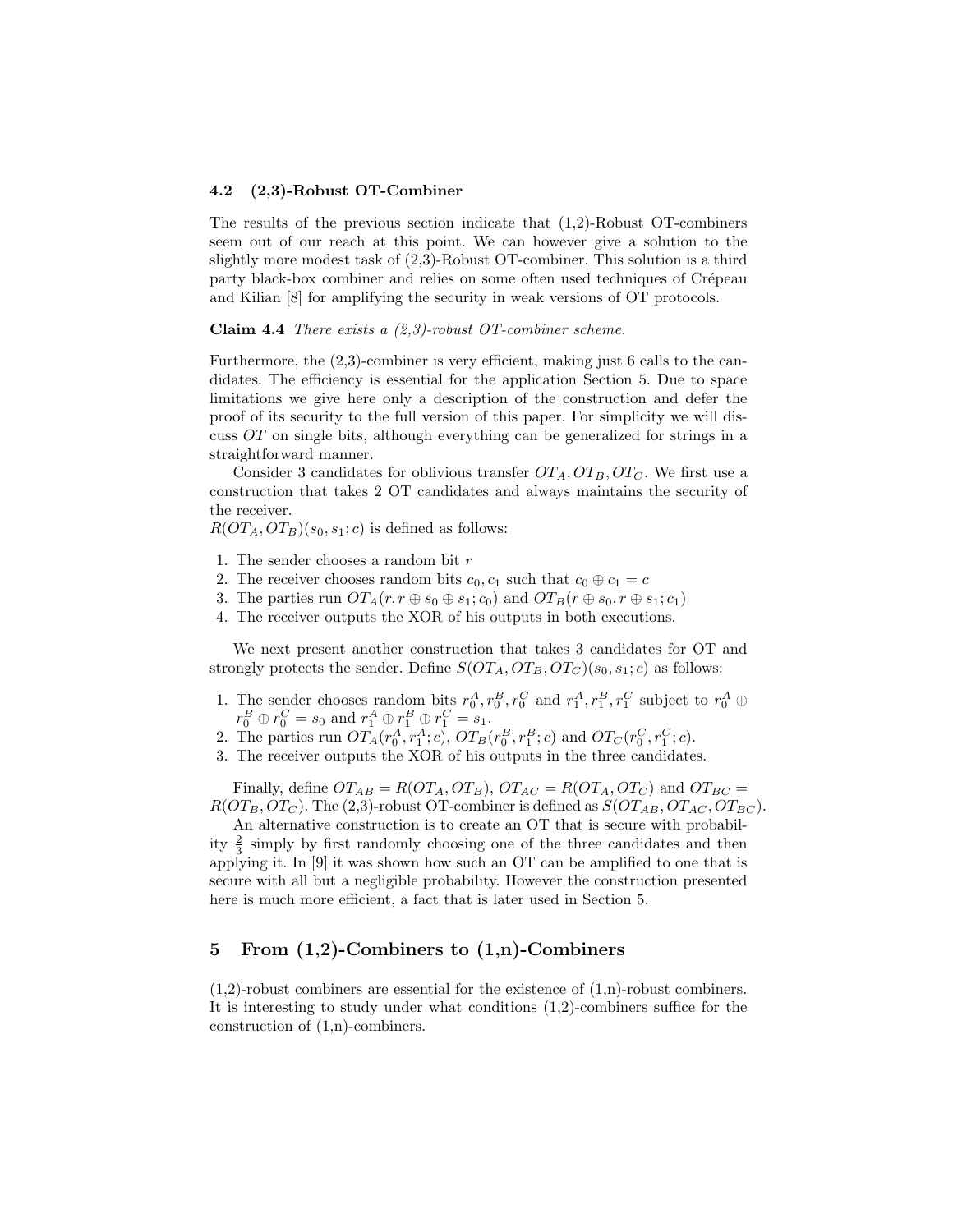### 4.2 (2,3)-Robust OT-Combiner

The results of the previous section indicate that (1,2)-Robust OT-combiners seem out of our reach at this point. We can however give a solution to the slightly more modest task of (2,3)-Robust OT-combiner. This solution is a third party black-box combiner and relies on some often used techniques of Crépeau and Kilian [8] for amplifying the security in weak versions of OT protocols.

**Claim 4.4** *There exists a (2,3)-robust OT-combiner scheme.*

Furthermore, the (2,3)-combiner is very efficient, making just 6 calls to the candidates. The efficiency is essential for the application Section 5. Due to space limitations we give here only a description of the construction and defer the proof of its security to the full version of this paper. For simplicity we will discuss $OT$ on single bits, although everything can be generalized for strings in a straightforward manner.

Consider 3 candidates for oblivious transfer $OT_A, OT_B, OT_C$. We first use a construction that takes 2 OT candidates and always maintains the security of the receiver.

$R(OT_A, OT_B)(s_0, s_1; c)$ is defined as follows:

1. The sender chooses a random bit $r$
2. The receiver chooses random bits $c_0, c_1$ such that $c_0 \oplus c_1 = c$
3. The parties run $OT_A(r, r \oplus s_0 \oplus s_1; c_0)$ and $OT_B(r \oplus s_0, r \oplus s_1; c_1)$
4. The receiver outputs the XOR of his outputs in both executions.

We next present another construction that takes 3 candidates for OT and strongly protects the sender. Define $S(OT_A, OT_B, OT_C)(s_0, s_1; c)$ as follows:

1. The sender chooses random bits $r_0^A, r_0^B, r_0^C$ and $r_1^A, r_1^B, r_1^C$ subject to $r_0^A \oplus r_0^B \oplus r_0^C = s_0$ and $r_1^A \oplus r_1^B \oplus r_1^C = s_1$.
2. The parties run $OT_A(r_0^A, r_1^A; c)$, $OT_B(r_0^B, r_1^B; c)$ and $OT_C(r_0^C, r_1^C; c)$.
3. The receiver outputs the XOR of his outputs in the three candidates.

Finally, define $OT_{AB} = R(OT_A, OT_B)$, $OT_{AC} = R(OT_A, OT_C)$ and $OT_{BC} = R(OT_B, OT_C)$. The (2,3)-robust OT-combiner is defined as $S(OT_{AB}, OT_{AC}, OT_{BC})$.

An alternative construction is to create an OT that is secure with probability $\frac{2}{3}$ simply by first randomly choosing one of the three candidates and then applying it. In [9] it was shown how such an OT can be amplified to one that is secure with all but a negligible probability. However the construction presented here is much more efficient, a fact that is later used in Section 5.

## 5 From (1,2)-Combiners to (1,n)-Combiners

(1,2)-robust combiners are essential for the existence of (1,n)-robust combiners. It is interesting to study under what conditions (1,2)-combiners suffice for the construction of (1,n)-combiners.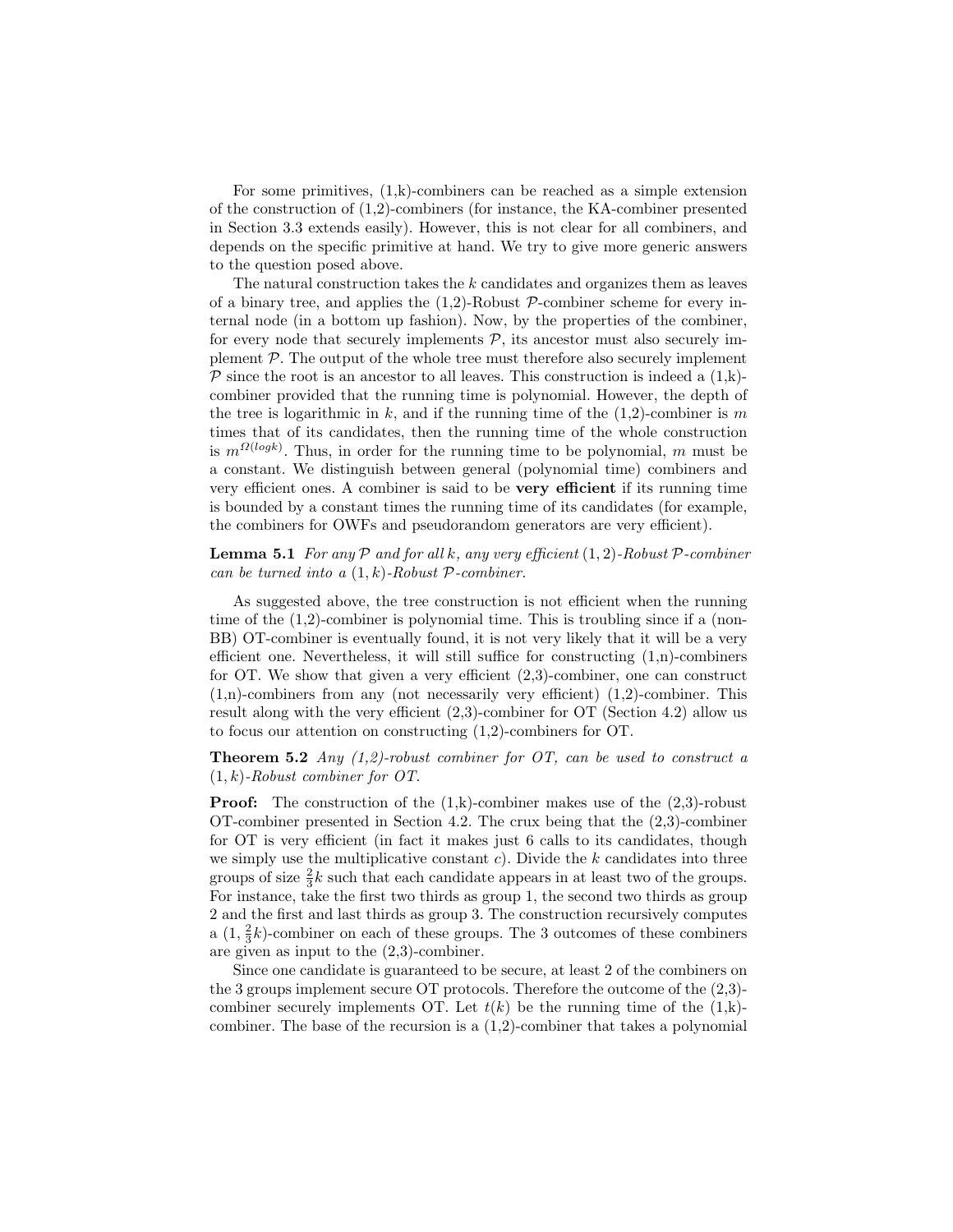For some primitives, (1,k)-combiners can be reached as a simple extension of the construction of (1,2)-combiners (for instance, the KA-combiner presented in Section 3.3 extends easily). However, this is not clear for all combiners, and depends on the specific primitive at hand. We try to give more generic answers to the question posed above.

The natural construction takes the $k$ candidates and organizes them as leaves of a binary tree, and applies the (1,2)-Robust $\mathcal{P}$-combiner scheme for every internal node (in a bottom up fashion). Now, by the properties of the combiner, for every node that securely implements $\mathcal{P}$, its ancestor must also securely implement $\mathcal{P}$. The output of the whole tree must therefore also securely implement $\mathcal{P}$ since the root is an ancestor to all leaves. This construction is indeed a (1,k)-combiner provided that the running time is polynomial. However, the depth of the tree is logarithmic in $k$, and if the running time of the (1,2)-combiner is $m$ times that of its candidates, then the running time of the whole construction is $m^{\Omega(log k)}$. Thus, in order for the running time to be polynomial, $m$ must be a constant. We distinguish between general (polynomial time) combiners and very efficient ones. A combiner is said to be **very efficient** if its running time is bounded by a constant times the running time of its candidates (for example, the combiners for OWFs and pseudorandom generators are very efficient).

**Lemma 5.1** *For any $\mathcal{P}$ and for all $k$, any very efficient $(1,2)$-Robust $\mathcal{P}$-combiner can be turned into a $(1,k)$-Robust $\mathcal{P}$-combiner.*

As suggested above, the tree construction is not efficient when the running time of the (1,2)-combiner is polynomial time. This is troubling since if a (non-BB) OT-combiner is eventually found, it is not very likely that it will be a very efficient one. Nevertheless, it will still suffice for constructing (1,n)-combiners for OT. We show that given a very efficient (2,3)-combiner, one can construct (1,n)-combiners from any (not necessarily very efficient) (1,2)-combiner. This result along with the very efficient (2,3)-combiner for OT (Section 4.2) allow us to focus our attention on constructing (1,2)-combiners for OT.

**Theorem 5.2** *Any (1,2)-robust combiner for OT, can be used to construct a $(1,k)$-Robust combiner for OT.*

**Proof:** The construction of the (1,k)-combiner makes use of the (2,3)-robust OT-combiner presented in Section 4.2. The crux being that the (2,3)-combiner for OT is very efficient (in fact it makes just 6 calls to its candidates, though we simply use the multiplicative constant $c$). Divide the $k$ candidates into three groups of size $\frac{2}{3}k$ such that each candidate appears in at least two of the groups. For instance, take the first two thirds as group 1, the second two thirds as group 2 and the first and last thirds as group 3. The construction recursively computes a $(1, \frac{2}{3}k)$-combiner on each of these groups. The 3 outcomes of these combiners are given as input to the (2,3)-combiner.

Since one candidate is guaranteed to be secure, at least 2 of the combiners on the 3 groups implement secure OT protocols. Therefore the outcome of the (2,3)-combiner securely implements OT. Let $t(k)$ be the running time of the (1,k)-combiner. The base of the recursion is a (1,2)-combiner that takes a polynomial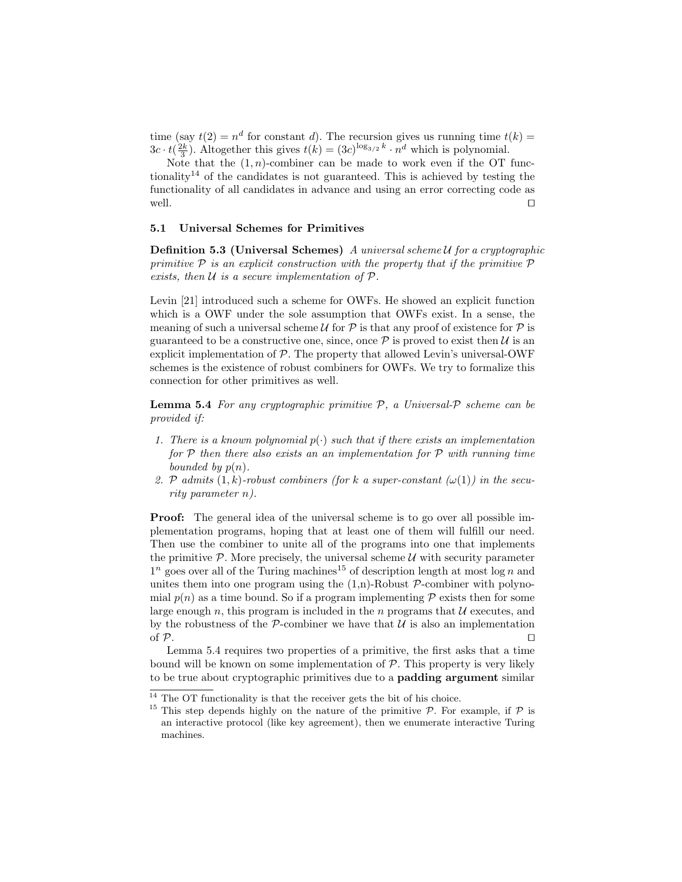time (say $t(2) = n^d$ for constant $d$). The recursion gives us running time $t(k) = 3c \cdot t(\frac{2k}{3})$. Altogether this gives $t(k) = (3c)^{\log_{3/2} k} \cdot n^d$ which is polynomial.

Note that the $(1, n)$-combiner can be made to work even if the OT functionality[14] of the candidates is not guaranteed. This is achieved by testing the functionality of all candidates in advance and using an error correcting code as well. □

### 5.1 Universal Schemes for Primitives

**Definition 5.3 (Universal Schemes)** *A universal scheme $\mathcal{U}$ for a cryptographic primitive $\mathcal{P}$ is an explicit construction with the property that if the primitive $\mathcal{P}$ exists, then $\mathcal{U}$ is a secure implementation of $\mathcal{P}$.*

Levin [21] introduced such a scheme for OWFs. He showed an explicit function which is a OWF under the sole assumption that OWFs exist. In a sense, the meaning of such a universal scheme $\mathcal{U}$ for $\mathcal{P}$ is that any proof of existence for $\mathcal{P}$ is guaranteed to be a constructive one, since, once $\mathcal{P}$ is proved to exist then $\mathcal{U}$ is an explicit implementation of $\mathcal{P}$. The property that allowed Levin's universal-OWF schemes is the existence of robust combiners for OWFs. We try to formalize this connection for other primitives as well.

**Lemma 5.4** *For any cryptographic primitive $\mathcal{P}$, a Universal-$\mathcal{P}$ scheme can be provided if:*

1. *There is a known polynomial $p(\cdot)$ such that if there exists an implementation for $\mathcal{P}$ then there also exists an an implementation for $\mathcal{P}$ with running time bounded by $p(n)$.*
2. *$\mathcal{P}$ admits $(1, k)$-robust combiners (for $k$ a super-constant ($\omega(1)$) in the security parameter $n$).*

**Proof:** The general idea of the universal scheme is to go over all possible implementation programs, hoping that at least one of them will fulfill our need. Then use the combiner to unite all of the programs into one that implements the primitive $\mathcal{P}$. More precisely, the universal scheme $\mathcal{U}$ with security parameter $1^n$ goes over all of the Turing machines[15] of description length at most $\log n$ and unites them into one program using the (1,n)-Robust $\mathcal{P}$-combiner with polynomial $p(n)$ as a time bound. So if a program implementing $\mathcal{P}$ exists then for some large enough $n$, this program is included in the $n$ programs that $\mathcal{U}$ executes, and by the robustness of the $\mathcal{P}$-combiner we have that $\mathcal{U}$ is also an implementation of $\mathcal{P}$. □

Lemma 5.4 requires two properties of a primitive, the first asks that a time bound will be known on some implementation of $\mathcal{P}$. This property is very likely to be true about cryptographic primitives due to a **padding argument** similar

[14] The OT functionality is that the receiver gets the bit of his choice.

[15] This step depends highly on the nature of the primitive $\mathcal{P}$. For example, if $\mathcal{P}$ is an interactive protocol (like key agreement), then we enumerate interactive Turing machines.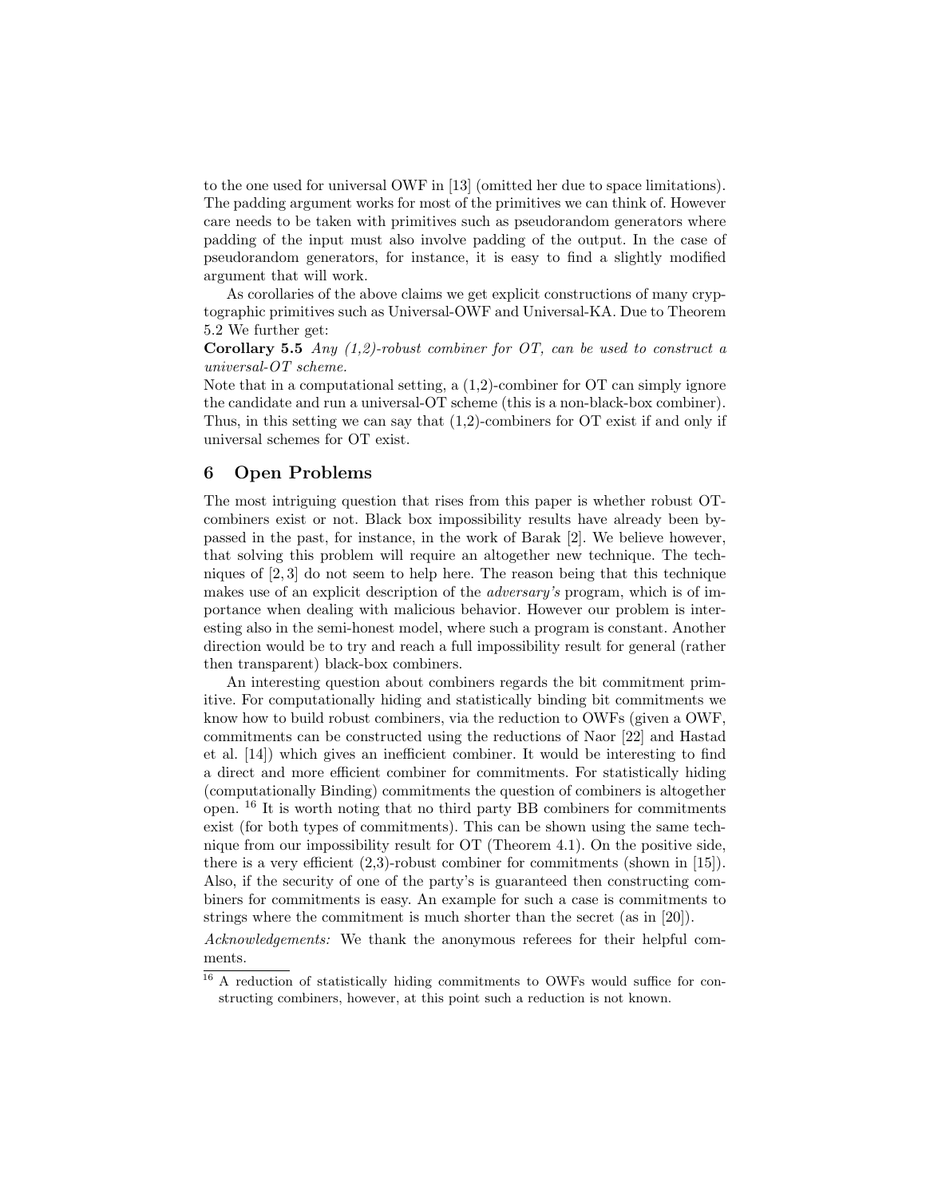to the one used for universal OWF in [13] (omitted her due to space limitations). The padding argument works for most of the primitives we can think of. However care needs to be taken with primitives such as pseudorandom generators where padding of the input must also involve padding of the output. In the case of pseudorandom generators, for instance, it is easy to find a slightly modified argument that will work.

As corollaries of the above claims we get explicit constructions of many cryptographic primitives such as Universal-OWF and Universal-KA. Due to Theorem 5.2 We further get:

**Corollary 5.5** *Any (1,2)-robust combiner for OT, can be used to construct a universal-OT scheme.*

Note that in a computational setting, a (1,2)-combiner for OT can simply ignore the candidate and run a universal-OT scheme (this is a non-black-box combiner). Thus, in this setting we can say that (1,2)-combiners for OT exist if and only if universal schemes for OT exist.

## 6 Open Problems

The most intriguing question that rises from this paper is whether robust OT-combiners exist or not. Black box impossibility results have already been bypassed in the past, for instance, in the work of Barak [2]. We believe however, that solving this problem will require an altogether new technique. The techniques of [2, 3] do not seem to help here. The reason being that this technique makes use of an explicit description of the *adversary's* program, which is of importance when dealing with malicious behavior. However our problem is interesting also in the semi-honest model, where such a program is constant. Another direction would be to try and reach a full impossibility result for general (rather then transparent) black-box combiners.

An interesting question about combiners regards the bit commitment primitive. For computationally hiding and statistically binding bit commitments we know how to build robust combiners, via the reduction to OWFs (given a OWF, commitments can be constructed using the reductions of Naor [22] and Hastad et al. [14]) which gives an inefficient combiner. It would be interesting to find a direct and more efficient combiner for commitments. For statistically hiding (computationally Binding) commitments the question of combiners is altogether open. [16] It is worth noting that no third party BB combiners for commitments exist (for both types of commitments). This can be shown using the same technique from our impossibility result for OT (Theorem 4.1). On the positive side, there is a very efficient (2,3)-robust combiner for commitments (shown in [15]). Also, if the security of one of the party's is guaranteed then constructing combiners for commitments is easy. An example for such a case is commitments to strings where the commitment is much shorter than the secret (as in [20]).

*Acknowledgements:* We thank the anonymous referees for their helpful comments.

[16] A reduction of statistically hiding commitments to OWFs would suffice for constructing combiners, however, at this point such a reduction is not known.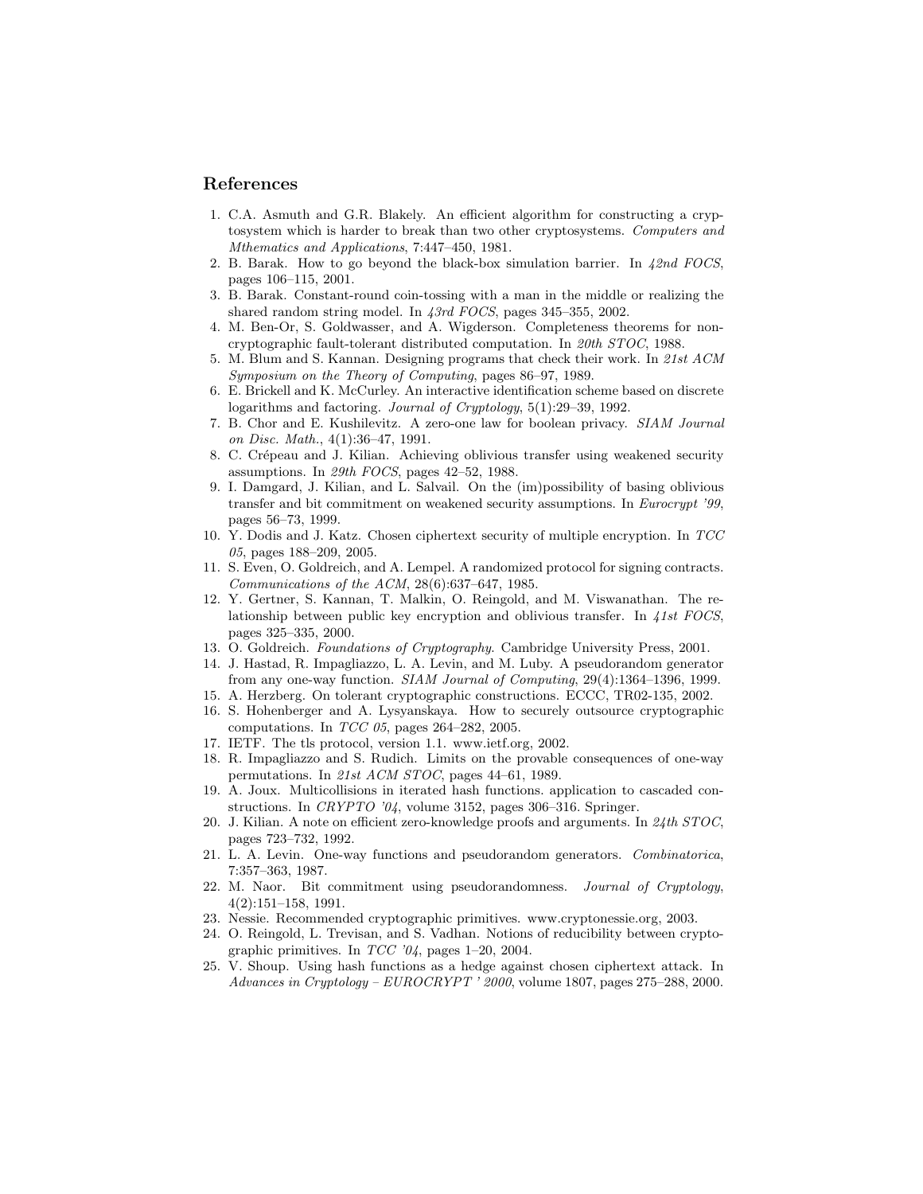## References

1. C.A. Asmuth and G.R. Blakely. An efficient algorithm for constructing a cryptosystem which is harder to break than two other cryptosystems. *Computers and Mthematics and Applications*, 7:447–450, 1981.
2. B. Barak. How to go beyond the black-box simulation barrier. In *42nd FOCS*, pages 106–115, 2001.
3. B. Barak. Constant-round coin-tossing with a man in the middle or realizing the shared random string model. In *43rd FOCS*, pages 345–355, 2002.
4. M. Ben-Or, S. Goldwasser, and A. Wigderson. Completeness theorems for non-cryptographic fault-tolerant distributed computation. In *20th STOC*, 1988.
5. M. Blum and S. Kannan. Designing programs that check their work. In *21st ACM Symposium on the Theory of Computing*, pages 86–97, 1989.
6. E. Brickell and K. McCurley. An interactive identification scheme based on discrete logarithms and factoring. *Journal of Cryptology*, 5(1):29–39, 1992.
7. B. Chor and E. Kushilevitz. A zero-one law for boolean privacy. *SIAM Journal on Disc. Math.*, 4(1):36–47, 1991.
8. C. Crépeau and J. Kilian. Achieving oblivious transfer using weakened security assumptions. In *29th FOCS*, pages 42–52, 1988.
9. I. Damgard, J. Kilian, and L. Salvail. On the (im)possibility of basing oblivious transfer and bit commitment on weakened security assumptions. In *Eurocrypt '99*, pages 56–73, 1999.
10. Y. Dodis and J. Katz. Chosen ciphertext security of multiple encryption. In *TCC 05*, pages 188–209, 2005.
11. S. Even, O. Goldreich, and A. Lempel. A randomized protocol for signing contracts. *Communications of the ACM*, 28(6):637–647, 1985.
12. Y. Gertner, S. Kannan, T. Malkin, O. Reingold, and M. Viswanathan. The relationship between public key encryption and oblivious transfer. In *41st FOCS*, pages 325–335, 2000.
13. O. Goldreich. *Foundations of Cryptography*. Cambridge University Press, 2001.
14. J. Hastad, R. Impagliazzo, L. A. Levin, and M. Luby. A pseudorandom generator from any one-way function. *SIAM Journal of Computing*, 29(4):1364–1396, 1999.
15. A. Herzberg. On tolerant cryptographic constructions. ECCC, TR02-135, 2002.
16. S. Hohenberger and A. Lysyanskaya. How to securely outsource cryptographic computations. In *TCC 05*, pages 264–282, 2005.
17. IETF. The tls protocol, version 1.1. www.ietf.org, 2002.
18. R. Impagliazzo and S. Rudich. Limits on the provable consequences of one-way permutations. In *21st ACM STOC*, pages 44–61, 1989.
19. A. Joux. Multicollisions in iterated hash functions. application to cascaded constructions. In *CRYPTO '04*, volume 3152, pages 306–316. Springer.
20. J. Kilian. A note on efficient zero-knowledge proofs and arguments. In *24th STOC*, pages 723–732, 1992.
21. L. A. Levin. One-way functions and pseudorandom generators. *Combinatorica*, 7:357–363, 1987.
22. M. Naor. Bit commitment using pseudorandomness. *Journal of Cryptology*, 4(2):151–158, 1991.
23. Nessie. Recommended cryptographic primitives. www.cryptonessie.org, 2003.
24. O. Reingold, L. Trevisan, and S. Vadhan. Notions of reducibility between cryptographic primitives. In *TCC '04*, pages 1–20, 2004.
25. V. Shoup. Using hash functions as a hedge against chosen ciphertext attack. In *Advances in Cryptology – EUROCRYPT ' 2000*, volume 1807, pages 275–288, 2000.